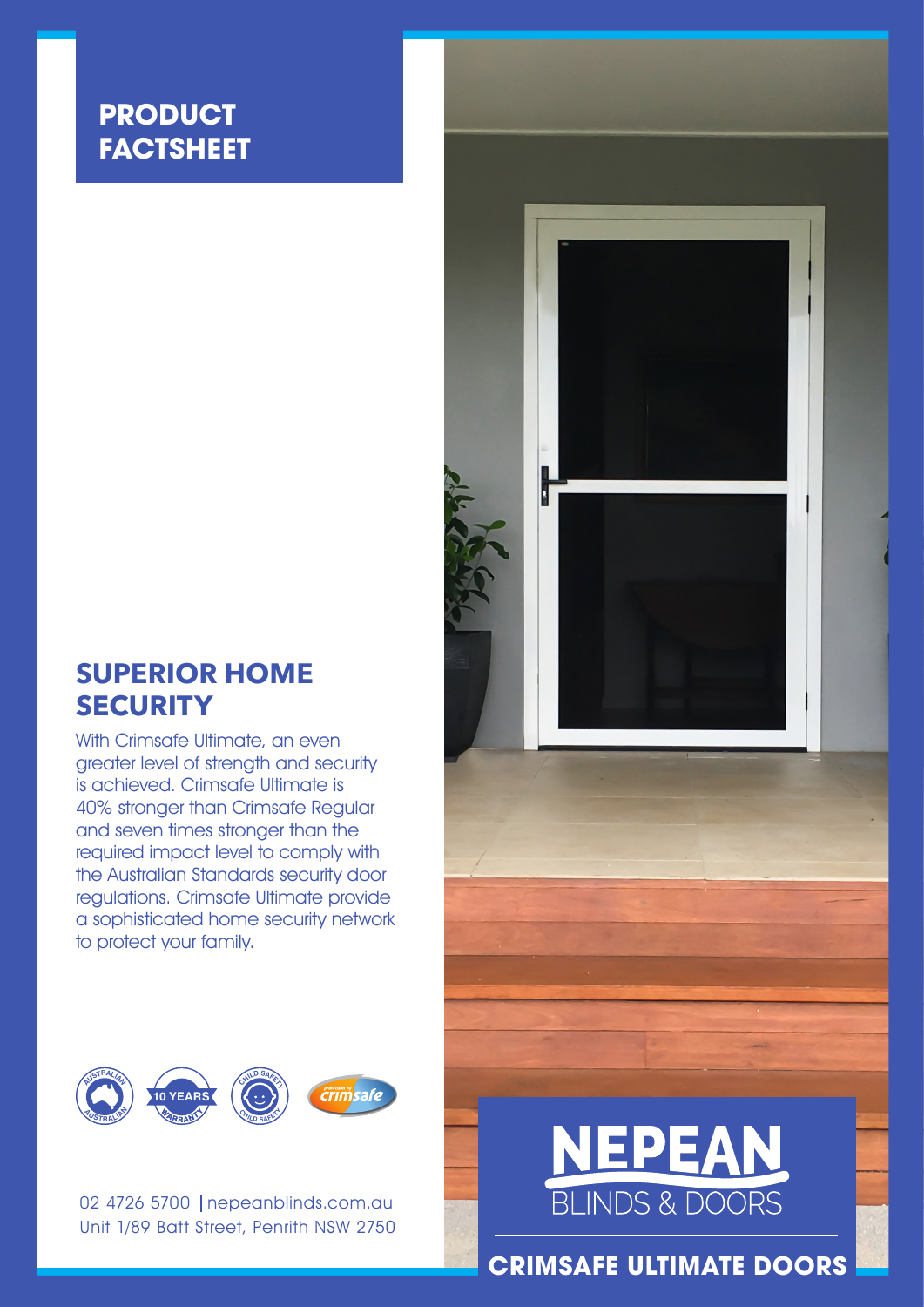# PRODUCT FACTSHEET

## SUPERIOR HOME SECURITY

With Crimsafe Ultimate, an even greater level of strength and security is achieved. Crimsafe Ultimate is 40% stronger than Crimsafe Regular and seven times stronger than the required impact level to comply with the Australian Standards security door regulations. Crimsafe Ultimate provide a sophisticated home security network to protect your family.

02 4726 5700 | nepeanblinds.com.au
Unit 1/89 Batt Street, Penrith NSW 2750

NEPEAN BLINDS & DOORS

## CRIMSAFE ULTIMATE DOORS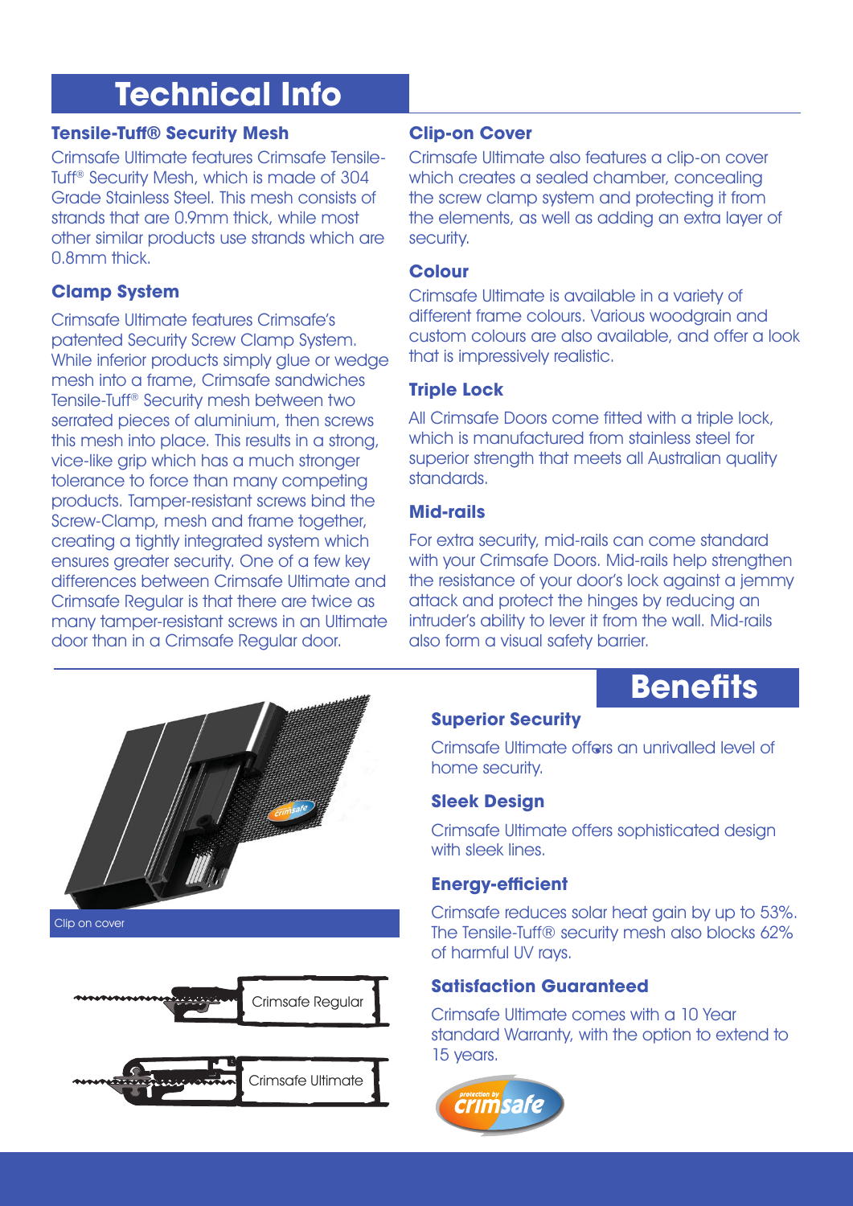# Technical Info

### Tensile-Tuff® Security Mesh

Crimsafe Ultimate features Crimsafe Tensile-Tuff® Security Mesh, which is made of 304 Grade Stainless Steel. This mesh consists of strands that are 0.9mm thick, while most other similar products use strands which are 0.8mm thick.

### Clamp System

Crimsafe Ultimate features Crimsafe's patented Security Screw Clamp System. While inferior products simply glue or wedge mesh into a frame, Crimsafe sandwiches Tensile-Tuff® Security mesh between two serrated pieces of aluminium, then screws this mesh into place. This results in a strong, vice-like grip which has a much stronger tolerance to force than many competing products. Tamper-resistant screws bind the Screw-Clamp, mesh and frame together, creating a tightly integrated system which ensures greater security. One of a few key differences between Crimsafe Ultimate and Crimsafe Regular is that there are twice as many tamper-resistant screws in an Ultimate door than in a Crimsafe Regular door.

### Clip-on Cover

Crimsafe Ultimate also features a clip-on cover which creates a sealed chamber, concealing the screw clamp system and protecting it from the elements, as well as adding an extra layer of security.

### Colour

Crimsafe Ultimate is available in a variety of different frame colours. Various woodgrain and custom colours are also available, and offer a look that is impressively realistic.

### Triple Lock

All Crimsafe Doors come fitted with a triple lock, which is manufactured from stainless steel for superior strength that meets all Australian quality standards.

### Mid-rails

For extra security, mid-rails can come standard with your Crimsafe Doors. Mid-rails help strengthen the resistance of your door's lock against a jemmy attack and protect the hinges by reducing an intruder's ability to lever it from the wall. Mid-rails also form a visual safety barrier.

Clip on cover

Crimsafe Regular

Crimsafe Ultimate

# Benefits

### Superior Security

Crimsafe Ultimate offers an unrivalled level of home security.

### Sleek Design

Crimsafe Ultimate offers sophisticated design with sleek lines.

### Energy-efficient

Crimsafe reduces solar heat gain by up to 53%. The Tensile-Tuff® security mesh also blocks 62% of harmful UV rays.

### Satisfaction Guaranteed

Crimsafe Ultimate comes with a 10 Year standard Warranty, with the option to extend to 15 years.

protection by crimsafe